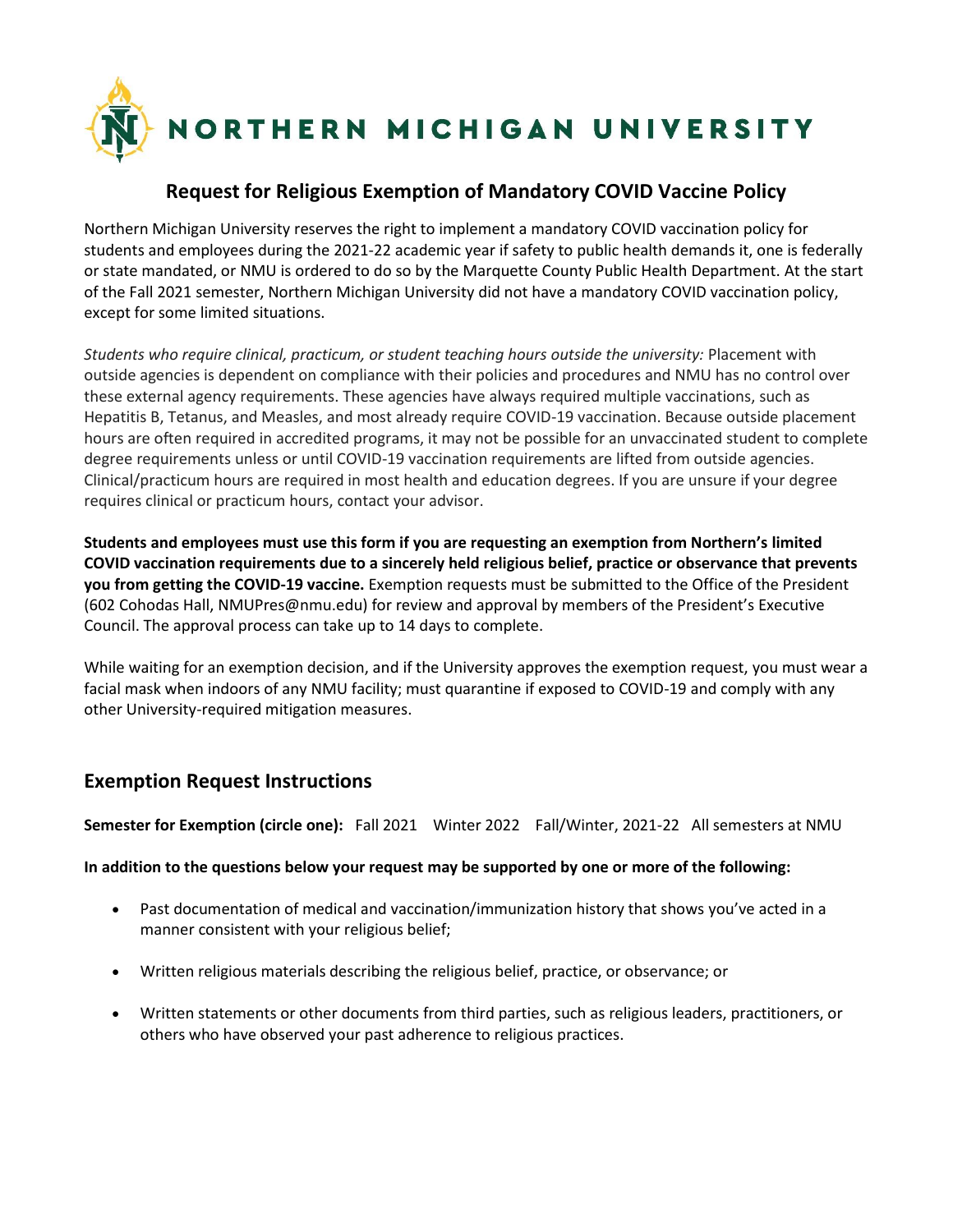# NORTHERN MICHIGAN UNIVERSITY

## Request for Religious Exemption of Mandatory COVID Vaccine Policy

Northern Michigan University reserves the right to implement a mandatory COVID vaccination policy for students and employees during the 2021-22 academic year if safety to public health demands it, one is federally or state mandated, or NMU is ordered to do so by the Marquette County Public Health Department. At the start of the Fall 2021 semester, Northern Michigan University did not have a mandatory COVID vaccination policy, except for some limited situations.

*Students who require clinical, practicum, or student teaching hours outside the university:* Placement with outside agencies is dependent on compliance with their policies and procedures and NMU has no control over these external agency requirements. These agencies have always required multiple vaccinations, such as Hepatitis B, Tetanus, and Measles, and most already require COVID-19 vaccination. Because outside placement hours are often required in accredited programs, it may not be possible for an unvaccinated student to complete degree requirements unless or until COVID-19 vaccination requirements are lifted from outside agencies. Clinical/practicum hours are required in most health and education degrees. If you are unsure if your degree requires clinical or practicum hours, contact your advisor.

**Students and employees must use this form if you are requesting an exemption from Northern's limited COVID vaccination requirements due to a sincerely held religious belief, practice or observance that prevents you from getting the COVID-19 vaccine.** Exemption requests must be submitted to the Office of the President (602 Cohodas Hall, NMUPres@nmu.edu) for review and approval by members of the President's Executive Council. The approval process can take up to 14 days to complete.

While waiting for an exemption decision, and if the University approves the exemption request, you must wear a facial mask when indoors of any NMU facility; must quarantine if exposed to COVID-19 and comply with any other University-required mitigation measures.

## Exemption Request Instructions

**Semester for Exemption (circle one):** Fall 2021 Winter 2022 Fall/Winter, 2021-22 All semesters at NMU

**In addition to the questions below your request may be supported by one or more of the following:**

- Past documentation of medical and vaccination/immunization history that shows you've acted in a manner consistent with your religious belief;
- Written religious materials describing the religious belief, practice, or observance; or
- Written statements or other documents from third parties, such as religious leaders, practitioners, or others who have observed your past adherence to religious practices.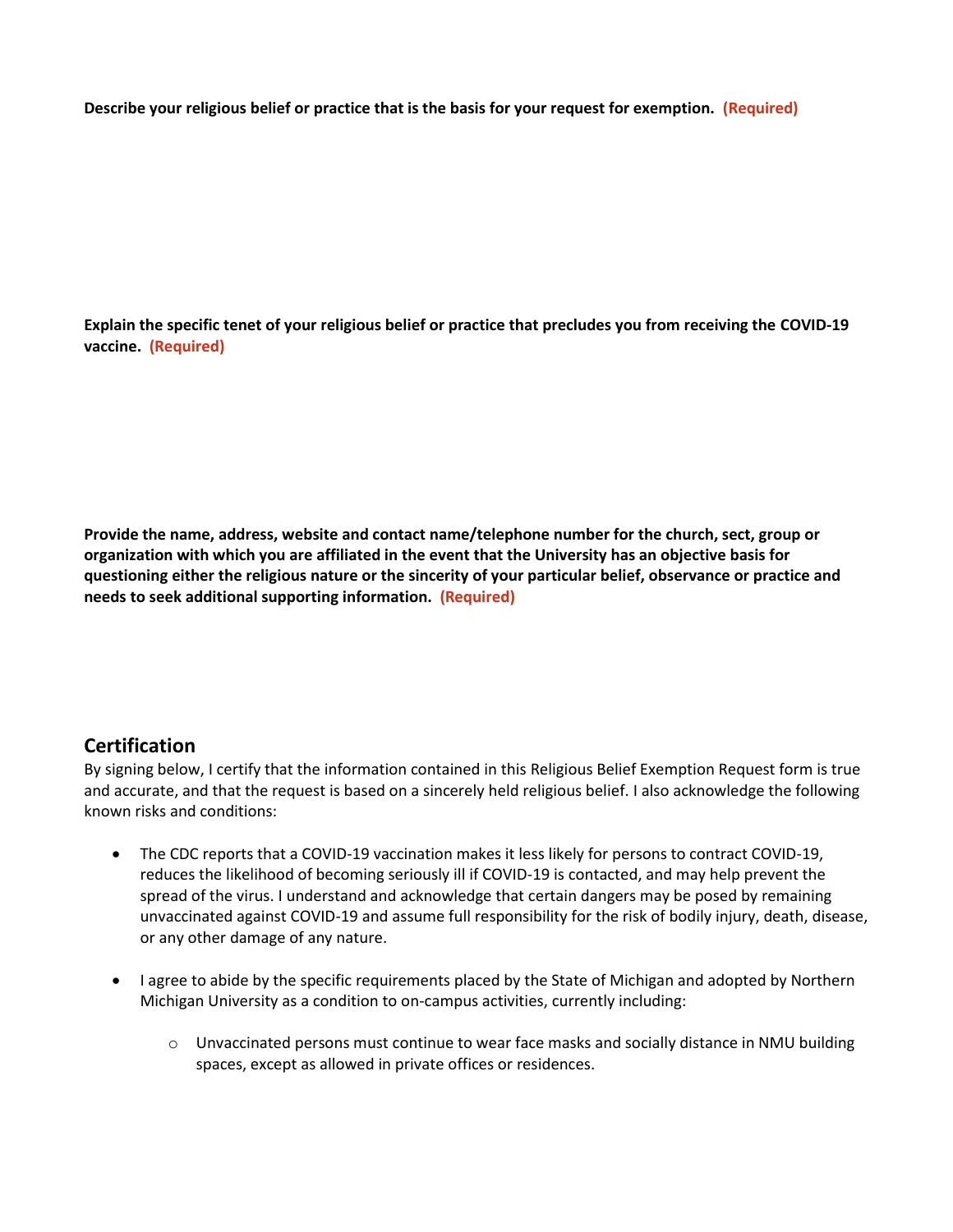**Describe your religious belief or practice that is the basis for your request for exemption. (Required)**

**Explain the specific tenet of your religious belief or practice that precludes you from receiving the COVID-19 vaccine. (Required)**

**Provide the name, address, website and contact name/telephone number for the church, sect, group or organization with which you are affiliated in the event that the University has an objective basis for questioning either the religious nature or the sincerity of your particular belief, observance or practice and needs to seek additional supporting information. (Required)**

## Certification

By signing below, I certify that the information contained in this Religious Belief Exemption Request form is true and accurate, and that the request is based on a sincerely held religious belief. I also acknowledge the following known risks and conditions:

- The CDC reports that a COVID-19 vaccination makes it less likely for persons to contract COVID-19, reduces the likelihood of becoming seriously ill if COVID-19 is contacted, and may help prevent the spread of the virus. I understand and acknowledge that certain dangers may be posed by remaining unvaccinated against COVID-19 and assume full responsibility for the risk of bodily injury, death, disease, or any other damage of any nature.

- I agree to abide by the specific requirements placed by the State of Michigan and adopted by Northern Michigan University as a condition to on-campus activities, currently including:
  - Unvaccinated persons must continue to wear face masks and socially distance in NMU building spaces, except as allowed in private offices or residences.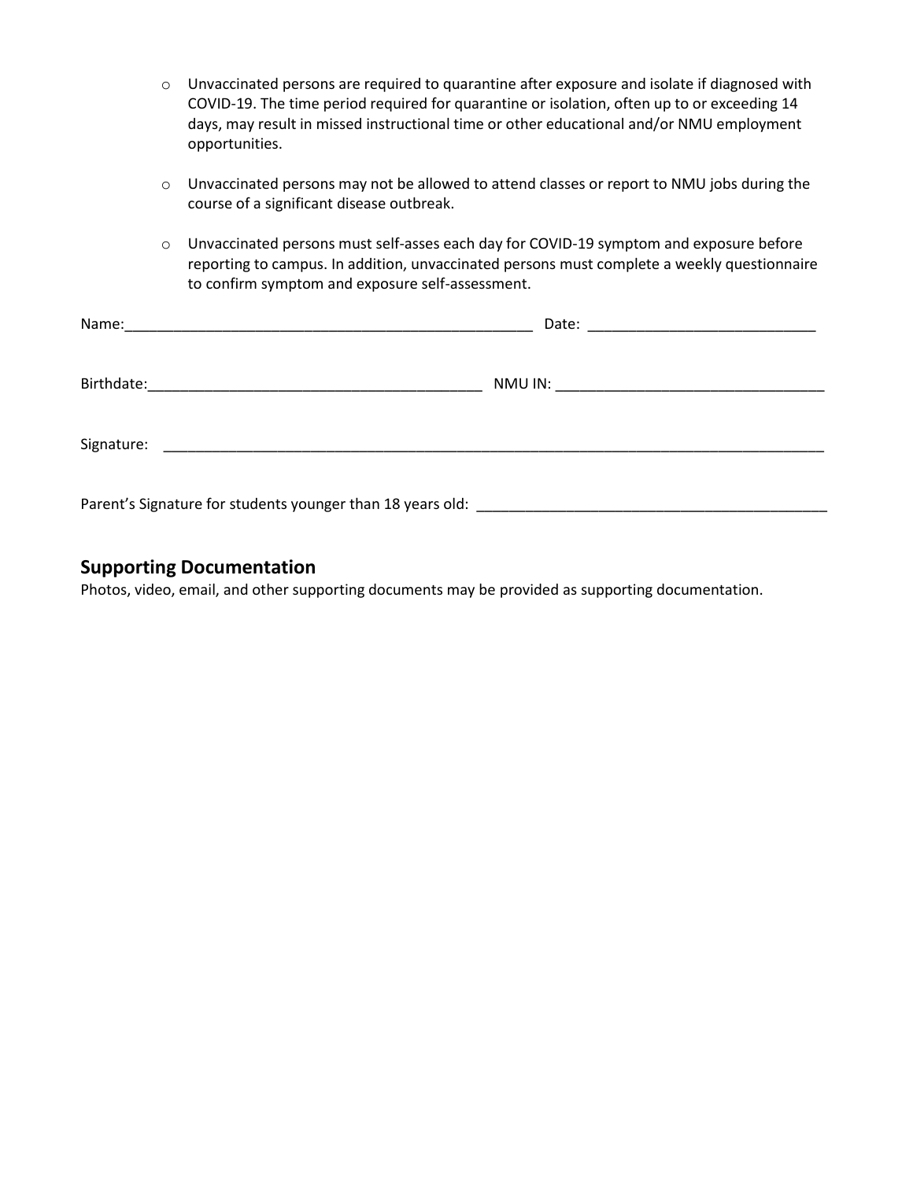- Unvaccinated persons are required to quarantine after exposure and isolate if diagnosed with COVID-19. The time period required for quarantine or isolation, often up to or exceeding 14 days, may result in missed instructional time or other educational and/or NMU employment opportunities.

- Unvaccinated persons may not be allowed to attend classes or report to NMU jobs during the course of a significant disease outbreak.

- Unvaccinated persons must self-asses each day for COVID-19 symptom and exposure before reporting to campus. In addition, unvaccinated persons must complete a weekly questionnaire to confirm symptom and exposure self-assessment.

Name:_____________________________________________________ Date: _____________________________

Birthdate:__________________________________________ NMU IN: __________________________________

Signature: _________________________________________________________________________________

Parent's Signature for students younger than 18 years old: _____________________________________________

## Supporting Documentation

Photos, video, email, and other supporting documents may be provided as supporting documentation.